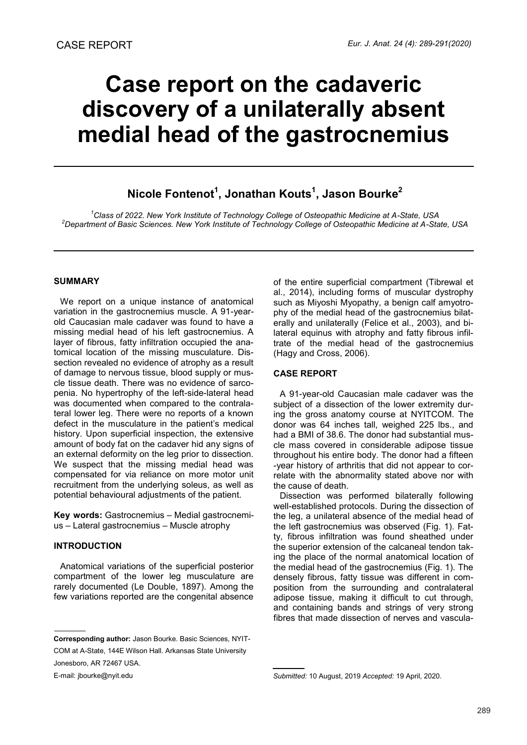CASE REPORT

# Case report on the cadaveric discovery of a unilaterally absent medial head of the gastrocnemius

**Nicole Fontenot[1], Jonathan Kouts[1], Jason Bourke[2]**

*[1]Class of 2022. New York Institute of Technology College of Osteopathic Medicine at A-State, USA*
*[2]Department of Basic Sciences. New York Institute of Technology College of Osteopathic Medicine at A-State, USA*

## SUMMARY

We report on a unique instance of anatomical variation in the gastrocnemius muscle. A 91-year-old Caucasian male cadaver was found to have a missing medial head of his left gastrocnemius. A layer of fibrous, fatty infiltration occupied the anatomical location of the missing musculature. Dissection revealed no evidence of atrophy as a result of damage to nervous tissue, blood supply or muscle tissue death. There was no evidence of sarcopenia. No hypertrophy of the left-side-lateral head was documented when compared to the contralateral lower leg. There were no reports of a known defect in the musculature in the patient's medical history. Upon superficial inspection, the extensive amount of body fat on the cadaver hid any signs of an external deformity on the leg prior to dissection. We suspect that the missing medial head was compensated for via reliance on more motor unit recruitment from the underlying soleus, as well as potential behavioural adjustments of the patient.

**Key words:** Gastrocnemius – Medial gastrocnemius – Lateral gastrocnemius – Muscle atrophy

## INTRODUCTION

Anatomical variations of the superficial posterior compartment of the lower leg musculature are rarely documented (Le Double, 1897). Among the few variations reported are the congenital absence of the entire superficial compartment (Tibrewal et al., 2014), including forms of muscular dystrophy such as Miyoshi Myopathy, a benign calf amyotrophy of the medial head of the gastrocnemius bilaterally and unilaterally (Felice et al., 2003), and bilateral equinus with atrophy and fatty fibrous infiltrate of the medial head of the gastrocnemius (Hagy and Cross, 2006).

## CASE REPORT

A 91-year-old Caucasian male cadaver was the subject of a dissection of the lower extremity during the gross anatomy course at NYITCOM. The donor was 64 inches tall, weighed 225 lbs., and had a BMI of 38.6. The donor had substantial muscle mass covered in considerable adipose tissue throughout his entire body. The donor had a fifteen-year history of arthritis that did not appear to correlate with the abnormality stated above nor with the cause of death.

Dissection was performed bilaterally following well-established protocols. During the dissection of the leg, a unilateral absence of the medial head of the left gastrocnemius was observed (Fig. 1). Fatty, fibrous infiltration was found sheathed under the superior extension of the calcaneal tendon taking the place of the normal anatomical location of the medial head of the gastrocnemius (Fig. 1). The densely fibrous, fatty tissue was different in composition from the surrounding and contralateral adipose tissue, making it difficult to cut through, and containing bands and strings of very strong fibres that made dissection of nerves and vascula-

---

**Corresponding author:** Jason Bourke. Basic Sciences, NYITCOM at A-State, 144E Wilson Hall. Arkansas State University Jonesboro, AR 72467 USA.
E-mail: jbourke@nyit.edu

*Submitted:* 10 August, 2019 *Accepted:* 19 April, 2020.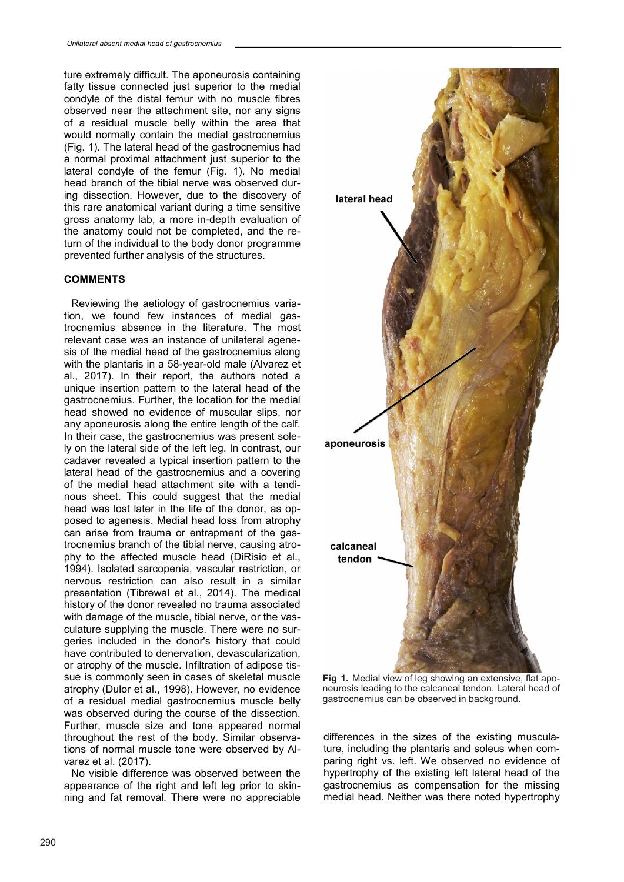ture extremely difficult. The aponeurosis containing fatty tissue connected just superior to the medial condyle of the distal femur with no muscle fibres observed near the attachment site, nor any signs of a residual muscle belly within the area that would normally contain the medial gastrocnemius (Fig. 1). The lateral head of the gastrocnemius had a normal proximal attachment just superior to the lateral condyle of the femur (Fig. 1). No medial head branch of the tibial nerve was observed during dissection. However, due to the discovery of this rare anatomical variant during a time sensitive gross anatomy lab, a more in-depth evaluation of the anatomy could not be completed, and the return of the individual to the body donor programme prevented further analysis of the structures.

## COMMENTS

Reviewing the aetiology of gastrocnemius variation, we found few instances of medial gastrocnemius absence in the literature. The most relevant case was an instance of unilateral agenesis of the medial head of the gastrocnemius along with the plantaris in a 58-year-old male (Alvarez et al., 2017). In their report, the authors noted a unique insertion pattern to the lateral head of the gastrocnemius. Further, the location for the medial head showed no evidence of muscular slips, nor any aponeurosis along the entire length of the calf. In their case, the gastrocnemius was present solely on the lateral side of the left leg. In contrast, our cadaver revealed a typical insertion pattern to the lateral head of the gastrocnemius and a covering of the medial head attachment site with a tendinous sheet. This could suggest that the medial head was lost later in the life of the donor, as opposed to agenesis. Medial head loss from atrophy can arise from trauma or entrapment of the gastrocnemius branch of the tibial nerve, causing atrophy to the affected muscle head (DiRisio et al., 1994). Isolated sarcopenia, vascular restriction, or nervous restriction can also result in a similar presentation (Tibrewal et al., 2014). The medical history of the donor revealed no trauma associated with damage of the muscle, tibial nerve, or the vasculature supplying the muscle. There were no surgeries included in the donor's history that could have contributed to denervation, devascularization, or atrophy of the muscle. Infiltration of adipose tissue is commonly seen in cases of skeletal muscle atrophy (Dulor et al., 1998). However, no evidence of a residual medial gastrocnemius muscle belly was observed during the course of the dissection. Further, muscle size and tone appeared normal throughout the rest of the body. Similar observations of normal muscle tone were observed by Alvarez et al. (2017).

No visible difference was observed between the appearance of the right and left leg prior to skinning and fat removal. There were no appreciable differences in the sizes of the existing musculature, including the plantaris and soleus when comparing right vs. left. We observed no evidence of hypertrophy of the existing left lateral head of the gastrocnemius as compensation for the missing medial head. Neither was there noted hypertrophy

**Fig 1.** Medial view of leg showing an extensive, flat aponeurosis leading to the calcaneal tendon. Lateral head of gastrocnemius can be observed in background.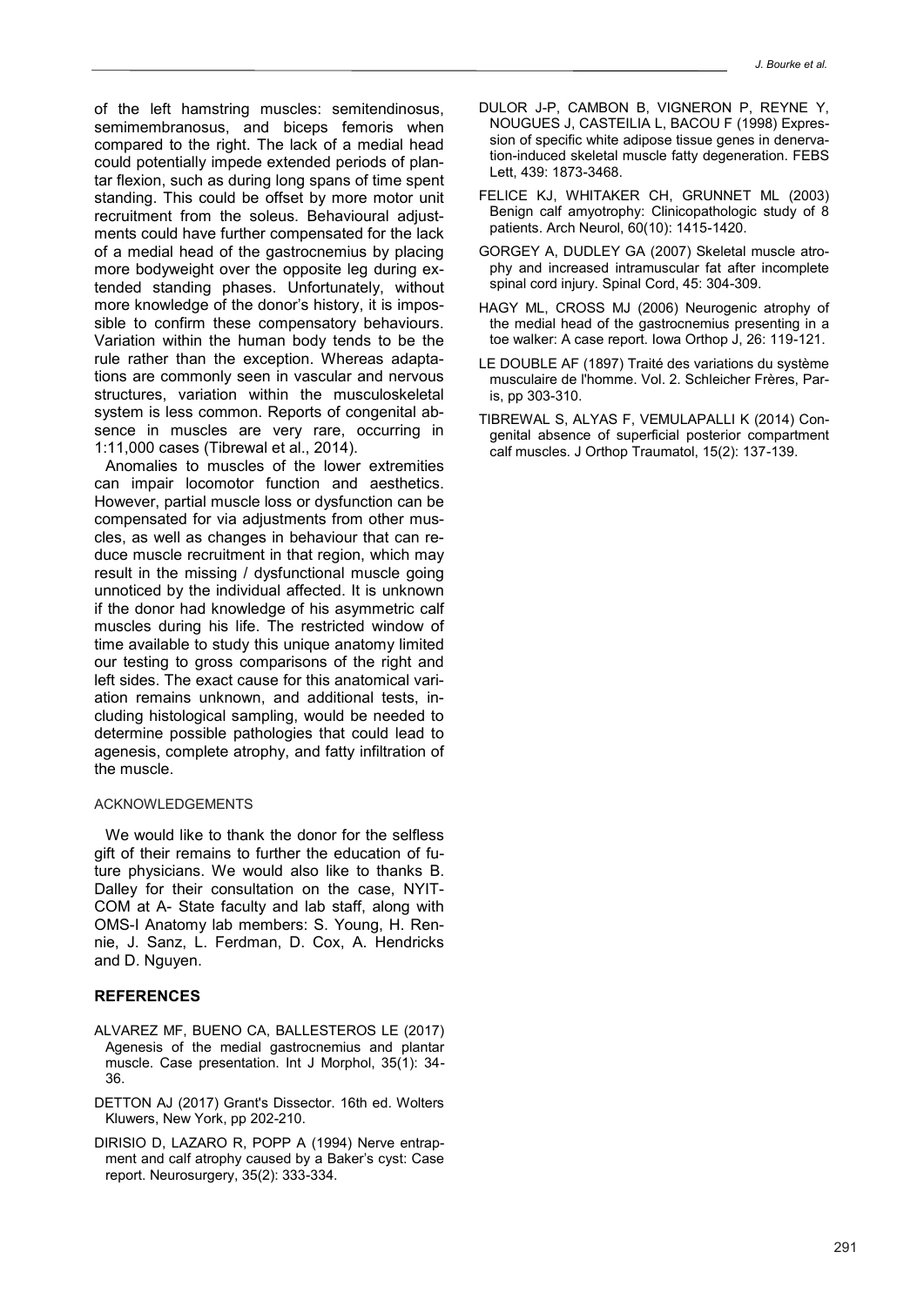of the left hamstring muscles: semitendinosus, semimembranosus, and biceps femoris when compared to the right. The lack of a medial head could potentially impede extended periods of plantar flexion, such as during long spans of time spent standing. This could be offset by more motor unit recruitment from the soleus. Behavioural adjustments could have further compensated for the lack of a medial head of the gastrocnemius by placing more bodyweight over the opposite leg during extended standing phases. Unfortunately, without more knowledge of the donor's history, it is impossible to confirm these compensatory behaviours. Variation within the human body tends to be the rule rather than the exception. Whereas adaptations are commonly seen in vascular and nervous structures, variation within the musculoskeletal system is less common. Reports of congenital absence in muscles are very rare, occurring in 1:11,000 cases (Tibrewal et al., 2014).

Anomalies to muscles of the lower extremities can impair locomotor function and aesthetics. However, partial muscle loss or dysfunction can be compensated for via adjustments from other muscles, as well as changes in behaviour that can reduce muscle recruitment in that region, which may result in the missing / dysfunctional muscle going unnoticed by the individual affected. It is unknown if the donor had knowledge of his asymmetric calf muscles during his life. The restricted window of time available to study this unique anatomy limited our testing to gross comparisons of the right and left sides. The exact cause for this anatomical variation remains unknown, and additional tests, including histological sampling, would be needed to determine possible pathologies that could lead to agenesis, complete atrophy, and fatty infiltration of the muscle.

ACKNOWLEDGEMENTS

We would like to thank the donor for the selfless gift of their remains to further the education of future physicians. We would also like to thanks B. Dalley for their consultation on the case, NYIT-COM at A- State faculty and lab staff, along with OMS-I Anatomy lab members: S. Young, H. Rennie, J. Sanz, L. Ferdman, D. Cox, A. Hendricks and D. Nguyen.

## REFERENCES

ALVAREZ MF, BUENO CA, BALLESTEROS LE (2017) Agenesis of the medial gastrocnemius and plantar muscle. Case presentation. Int J Morphol, 35(1): 34-36.

DETTON AJ (2017) Grant's Dissector. 16th ed. Wolters Kluwers, New York, pp 202-210.

DIRISIO D, LAZARO R, POPP A (1994) Nerve entrapment and calf atrophy caused by a Baker's cyst: Case report. Neurosurgery, 35(2): 333-334.

DULOR J-P, CAMBON B, VIGNERON P, REYNE Y, NOUGUES J, CASTEILIA L, BACOU F (1998) Expression of specific white adipose tissue genes in denervation-induced skeletal muscle fatty degeneration. FEBS Lett, 439: 1873-3468.

FELICE KJ, WHITAKER CH, GRUNNET ML (2003) Benign calf amyotrophy: Clinicopathologic study of 8 patients. Arch Neurol, 60(10): 1415-1420.

GORGEY A, DUDLEY GA (2007) Skeletal muscle atrophy and increased intramuscular fat after incomplete spinal cord injury. Spinal Cord, 45: 304-309.

HAGY ML, CROSS MJ (2006) Neurogenic atrophy of the medial head of the gastrocnemius presenting in a toe walker: A case report. Iowa Orthop J, 26: 119-121.

LE DOUBLE AF (1897) Traité des variations du système musculaire de l'homme. Vol. 2. Schleicher Frères, Paris, pp 303-310.

TIBREWAL S, ALYAS F, VEMULAPALLI K (2014) Congenital absence of superficial posterior compartment calf muscles. J Orthop Traumatol, 15(2): 137-139.